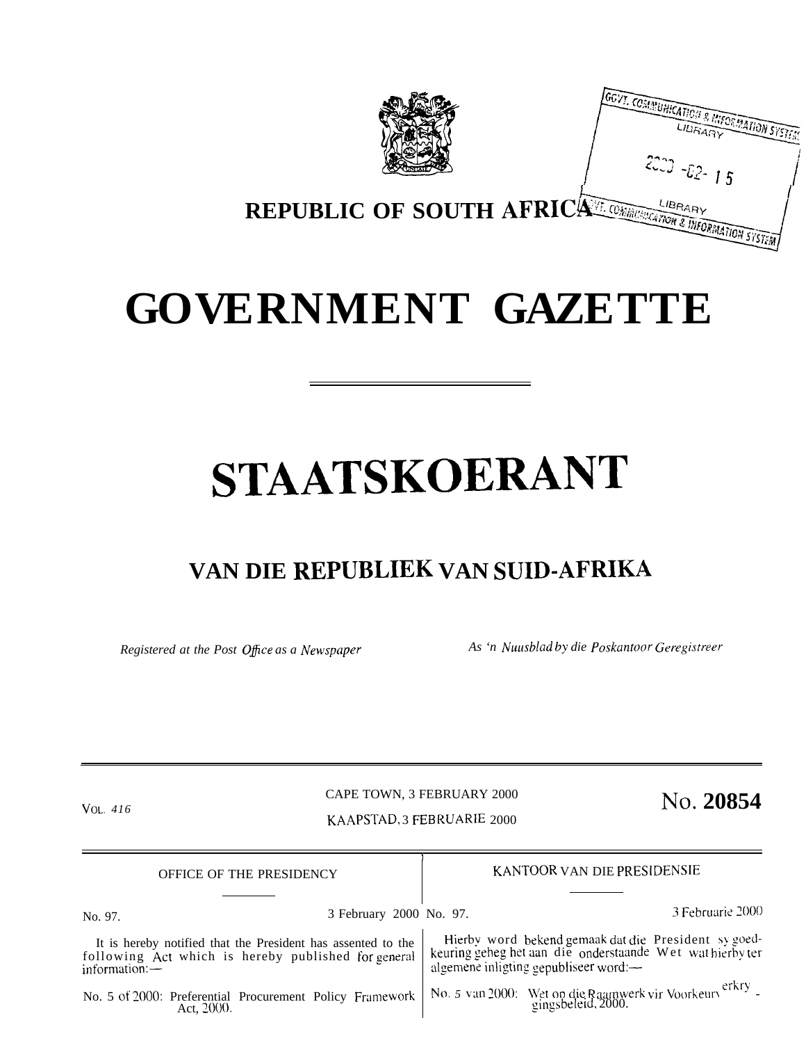REPUBLIC OF SOUTH AFRICA

# GOVERNMENT GAZETTE

# STAATSKOERANT

## VAN DIE REPUBLIEK VAN SUID-AFRIKA

*Registered at the Post Office as a Newspaper*

*As 'n Nuusblad by die Poskantoor Geregistreer*

VOL. 416

CAPE TOWN, 3 FEBRUARY 2000

KAAPSTAD, 3 FEBRUARIE 2000

**No. 20854**

OFFICE OF THE PRESIDENCY

No. 97. 3 February 2000

It is hereby notified that the President has assented to the following Act which is hereby published for general information:—

No. 5 of 2000: Preferential Procurement Policy Framework Act, 2000.

KANTOOR VAN DIE PRESIDENSIE

No. 97. 3 Februarie 2000

Hierby word bekend gemaak dat die President sy goedkeuring geheg het aan die onderstaande Wet wat hierby ter algemene inligting gepubliseer word:—

No. 5 van 2000: Wet op die Raamwerk vir Voorkeurverkrygingsbeleid, 2000.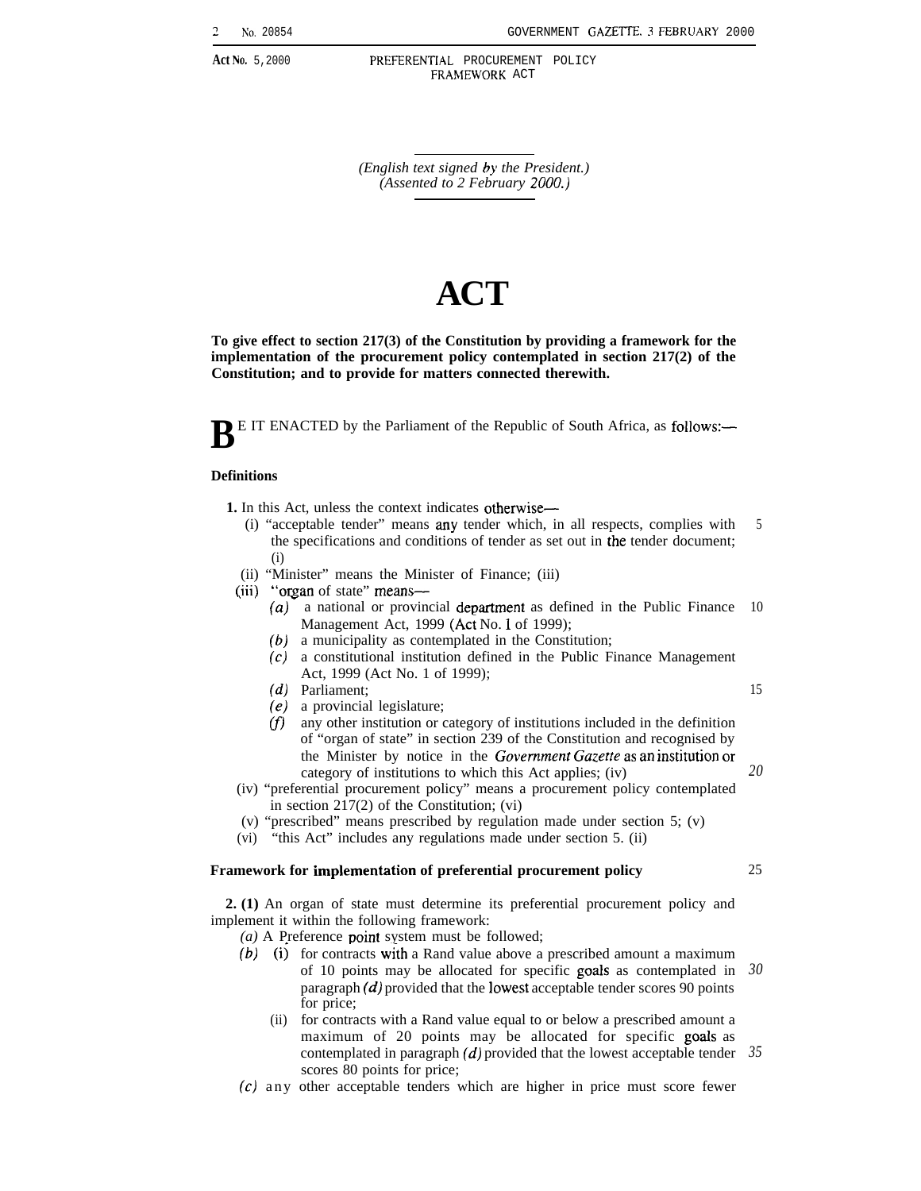(English text signed by the President.)
(Assented to 2 February 2000.)

# ACT

**To give effect to section 217(3) of the Constitution by providing a framework for the implementation of the procurement policy contemplated in section 217(2) of the Constitution; and to provide for matters connected therewith.**

**B**E IT ENACTED by the Parliament of the Republic of South Africa, as follows:—

### Definitions

**1.** In this Act, unless the context indicates otherwise—

(i) "acceptable tender" means any tender which, in all respects, complies with the specifications and conditions of tender as set out in the tender document; (i)

(ii) "Minister" means the Minister of Finance; (iii)

(iii) "organ of state" means—

*(a)* a national or provincial department as defined in the Public Finance Management Act, 1999 (Act No. 1 of 1999);

*(b)* a municipality as contemplated in the Constitution;

*(c)* a constitutional institution defined in the Public Finance Management Act, 1999 (Act No. 1 of 1999);

*(d)* Parliament;

*(e)* a provincial legislature;

*(f)* any other institution or category of institutions included in the definition of "organ of state" in section 239 of the Constitution and recognised by the Minister by notice in the *Government Gazette* as an institution or category of institutions to which this Act applies; (iv)

(iv) "preferential procurement policy" means a procurement policy contemplated in section 217(2) of the Constitution; (vi)

(v) "prescribed" means prescribed by regulation made under section 5; (v)

(vi) "this Act" includes any regulations made under section 5. (ii)

### Framework for implementation of preferential procurement policy

**2. (1)** An organ of state must determine its preferential procurement policy and implement it within the following framework:

*(a)* A Preference point system must be followed;

*(b)* (i) for contracts with a Rand value above a prescribed amount a maximum of 10 points may be allocated for specific goals as contemplated in paragraph *(d)* provided that the lowest acceptable tender scores 90 points for price;

(ii) for contracts with a Rand value equal to or below a prescribed amount a maximum of 20 points may be allocated for specific goals as contemplated in paragraph *(d)* provided that the lowest acceptable tender scores 80 points for price;

*(c)* any other acceptable tenders which are higher in price must score fewer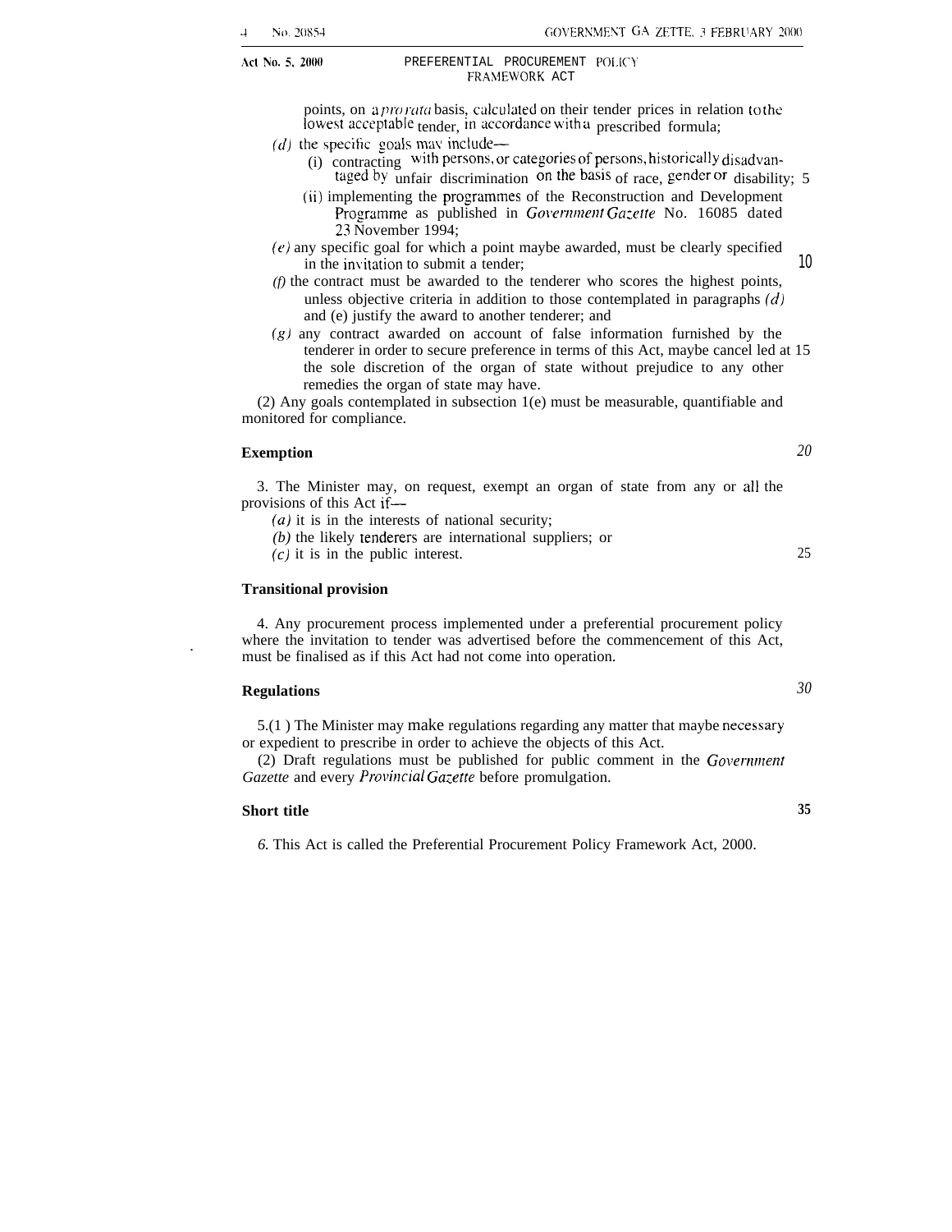points, on a *pro rata* basis, calculated on their tender prices in relation to the lowest acceptable tender, in accordance with a prescribed formula;

*(d)* the specific goals may include—

(i) contracting with persons, or categories of persons, historically disadvantaged by unfair discrimination on the basis of race, gender or disability;

(ii) implementing the programmes of the Reconstruction and Development Programme as published in *Government Gazette* No. 16085 dated 23 November 1994;

*(e)* any specific goal for which a point maybe awarded, must be clearly specified in the invitation to submit a tender;

*(f)* the contract must be awarded to the tenderer who scores the highest points, unless objective criteria in addition to those contemplated in paragraphs *(d)* and (e) justify the award to another tenderer; and

*(g)* any contract awarded on account of false information furnished by the tenderer in order to secure preference in terms of this Act, maybe cancel led at the sole discretion of the organ of state without prejudice to any other remedies the organ of state may have.

(2) Any goals contemplated in subsection 1(e) must be measurable, quantifiable and monitored for compliance.

**Exemption**

3. The Minister may, on request, exempt an organ of state from any or all the provisions of this Act if—

*(a)* it is in the interests of national security;

*(b)* the likely tenderers are international suppliers; or

*(c)* it is in the public interest.

**Transitional provision**

4. Any procurement process implemented under a preferential procurement policy where the invitation to tender was advertised before the commencement of this Act, must be finalised as if this Act had not come into operation.

**Regulations**

5.(1 ) The Minister may make regulations regarding any matter that maybe necessary or expedient to prescribe in order to achieve the objects of this Act.

(2) Draft regulations must be published for public comment in the *Government Gazette* and every *Provincial Gazette* before promulgation.

**Short title**

*6.* This Act is called the Preferential Procurement Policy Framework Act, 2000.